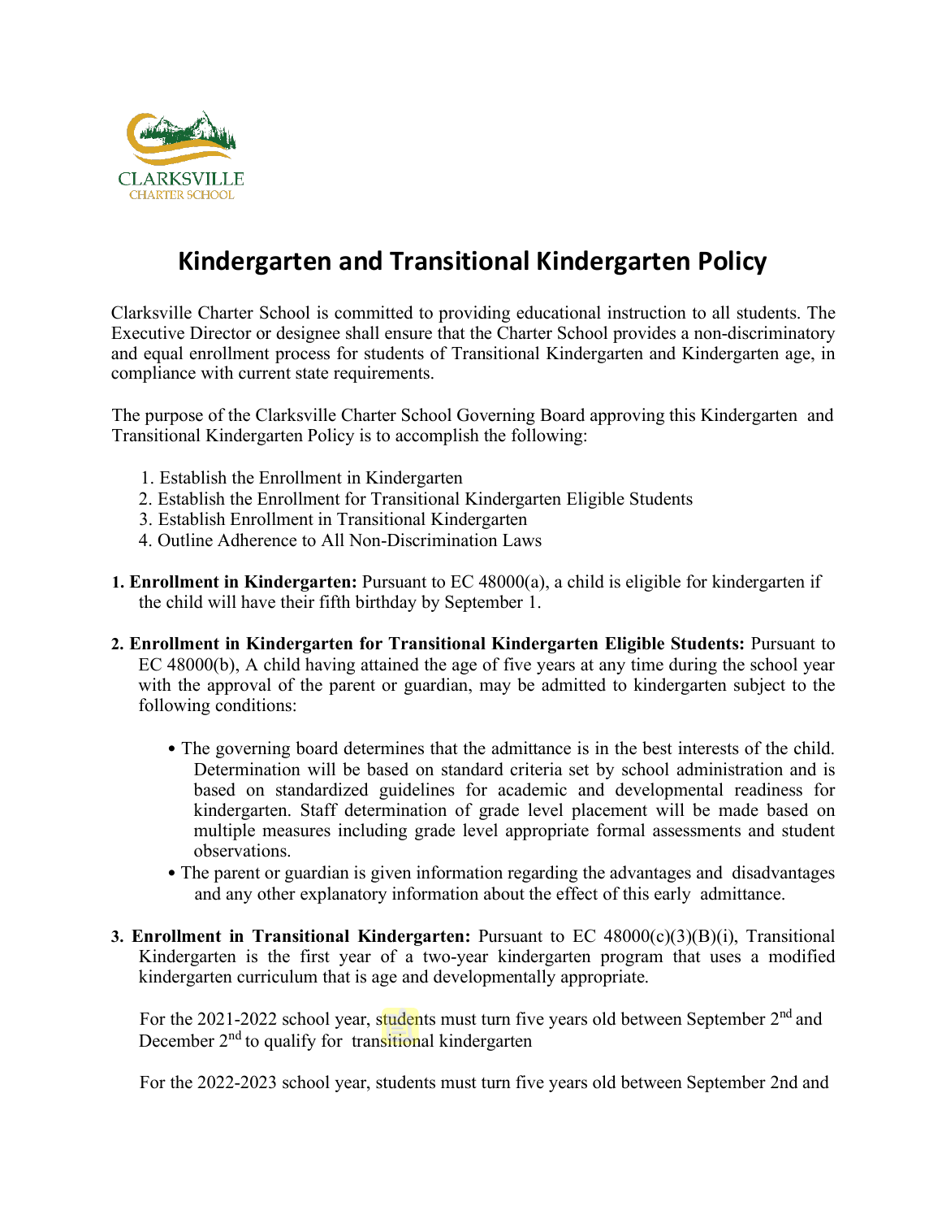CLARKSVILLE
CHARTER SCHOOL

# Kindergarten and Transitional Kindergarten Policy

Clarksville Charter School is committed to providing educational instruction to all students. The Executive Director or designee shall ensure that the Charter School provides a non-discriminatory and equal enrollment process for students of Transitional Kindergarten and Kindergarten age, in compliance with current state requirements.

The purpose of the Clarksville Charter School Governing Board approving this Kindergarten and Transitional Kindergarten Policy is to accomplish the following:

1. Establish the Enrollment in Kindergarten
2. Establish the Enrollment for Transitional Kindergarten Eligible Students
3. Establish Enrollment in Transitional Kindergarten
4. Outline Adherence to All Non-Discrimination Laws

**1. Enrollment in Kindergarten:** Pursuant to EC 48000(a), a child is eligible for kindergarten if the child will have their fifth birthday by September 1.

**2. Enrollment in Kindergarten for Transitional Kindergarten Eligible Students:** Pursuant to EC 48000(b), A child having attained the age of five years at any time during the school year with the approval of the parent or guardian, may be admitted to kindergarten subject to the following conditions:

- The governing board determines that the admittance is in the best interests of the child. Determination will be based on standard criteria set by school administration and is based on standardized guidelines for academic and developmental readiness for kindergarten. Staff determination of grade level placement will be made based on multiple measures including grade level appropriate formal assessments and student observations.
- The parent or guardian is given information regarding the advantages and disadvantages and any other explanatory information about the effect of this early admittance.

**3. Enrollment in Transitional Kindergarten:** Pursuant to EC 48000(c)(3)(B)(i), Transitional Kindergarten is the first year of a two-year kindergarten program that uses a modified kindergarten curriculum that is age and developmentally appropriate.

For the 2021-2022 school year, students must turn five years old between September 2nd and December 2nd to qualify for transitional kindergarten

For the 2022-2023 school year, students must turn five years old between September 2nd and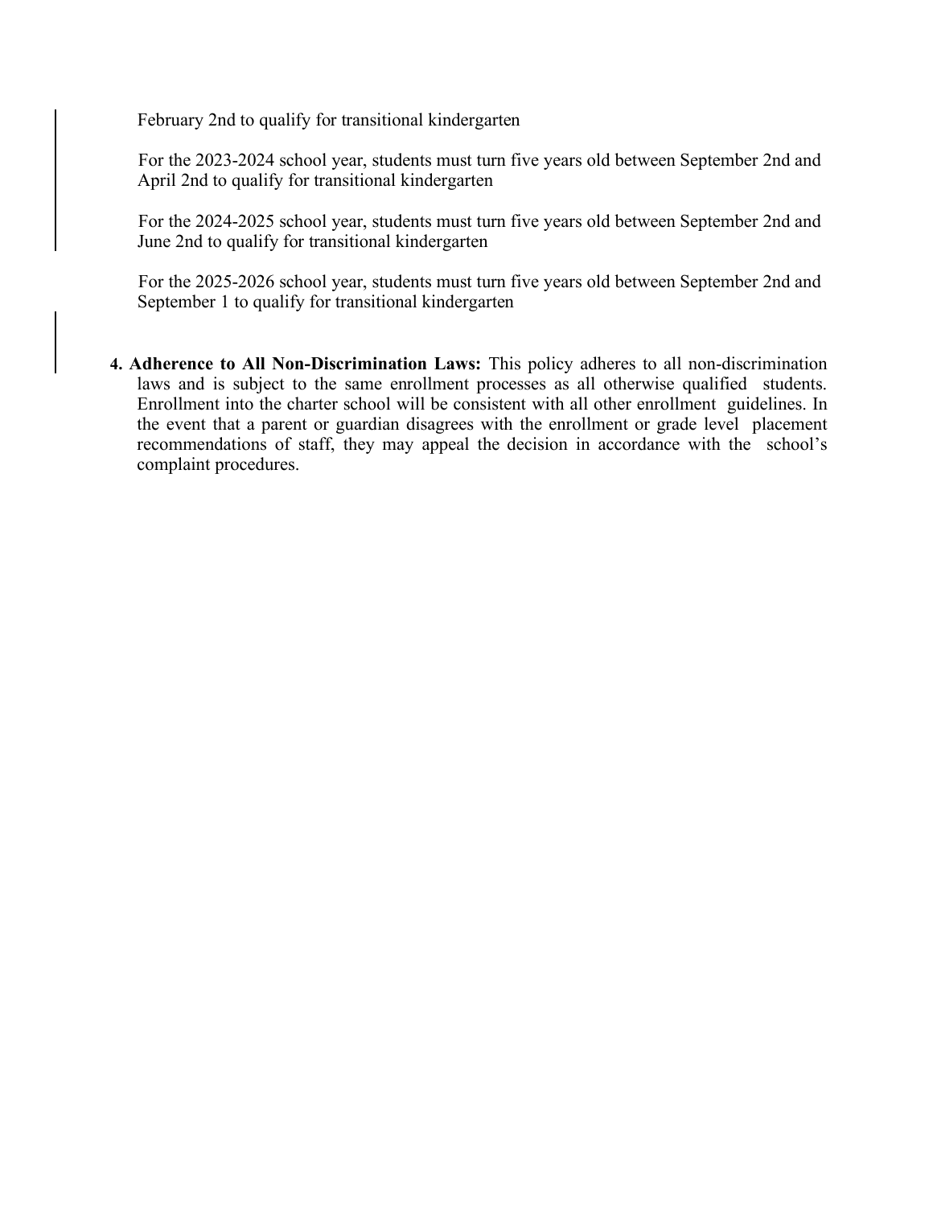February 2nd to qualify for transitional kindergarten

For the 2023-2024 school year, students must turn five years old between September 2nd and April 2nd to qualify for transitional kindergarten

For the 2024-2025 school year, students must turn five years old between September 2nd and June 2nd to qualify for transitional kindergarten

For the 2025-2026 school year, students must turn five years old between September 2nd and September 1 to qualify for transitional kindergarten

4. **Adherence to All Non-Discrimination Laws:** This policy adheres to all non-discrimination laws and is subject to the same enrollment processes as all otherwise qualified students. Enrollment into the charter school will be consistent with all other enrollment guidelines. In the event that a parent or guardian disagrees with the enrollment or grade level placement recommendations of staff, they may appeal the decision in accordance with the school's complaint procedures.